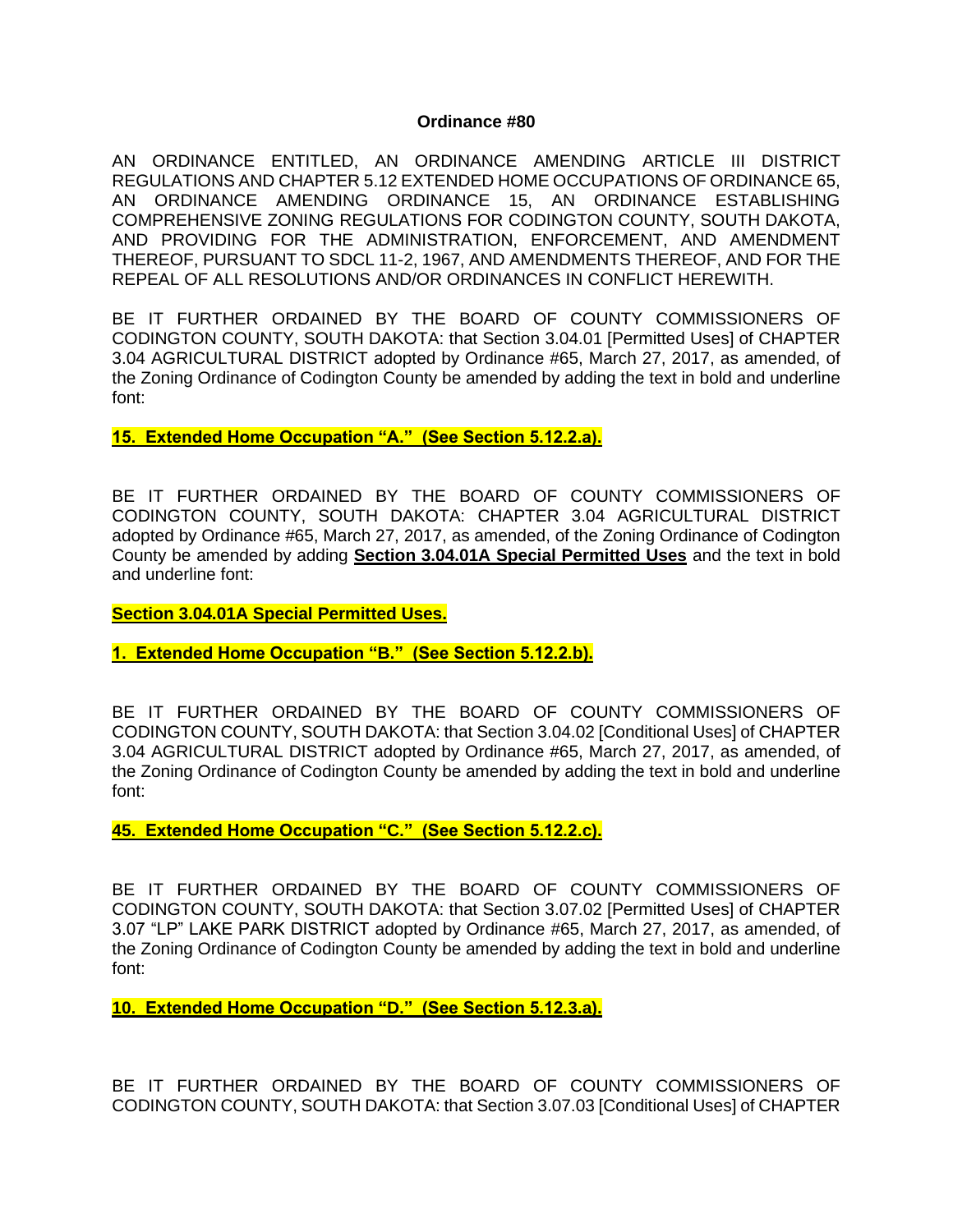# Ordinance #80

AN ORDINANCE ENTITLED, AN ORDINANCE AMENDING ARTICLE III DISTRICT REGULATIONS AND CHAPTER 5.12 EXTENDED HOME OCCUPATIONS OF ORDINANCE 65, AN ORDINANCE AMENDING ORDINANCE 15, AN ORDINANCE ESTABLISHING COMPREHENSIVE ZONING REGULATIONS FOR CODINGTON COUNTY, SOUTH DAKOTA, AND PROVIDING FOR THE ADMINISTRATION, ENFORCEMENT, AND AMENDMENT THEREOF, PURSUANT TO SDCL 11-2, 1967, AND AMENDMENTS THEREOF, AND FOR THE REPEAL OF ALL RESOLUTIONS AND/OR ORDINANCES IN CONFLICT HEREWITH.

BE IT FURTHER ORDAINED BY THE BOARD OF COUNTY COMMISSIONERS OF CODINGTON COUNTY, SOUTH DAKOTA: that Section 3.04.01 [Permitted Uses] of CHAPTER 3.04 AGRICULTURAL DISTRICT adopted by Ordinance #65, March 27, 2017, as amended, of the Zoning Ordinance of Codington County be amended by adding the text in bold and underline font:

<u>**15. Extended Home Occupation "A." (See Section 5.12.2.a).**</u>

BE IT FURTHER ORDAINED BY THE BOARD OF COUNTY COMMISSIONERS OF CODINGTON COUNTY, SOUTH DAKOTA: CHAPTER 3.04 AGRICULTURAL DISTRICT adopted by Ordinance #65, March 27, 2017, as amended, of the Zoning Ordinance of Codington County be amended by adding <u>**Section 3.04.01A Special Permitted Uses**</u> and the text in bold and underline font:

<u>**Section 3.04.01A Special Permitted Uses.**</u>

<u>**1. Extended Home Occupation "B." (See Section 5.12.2.b).**</u>

BE IT FURTHER ORDAINED BY THE BOARD OF COUNTY COMMISSIONERS OF CODINGTON COUNTY, SOUTH DAKOTA: that Section 3.04.02 [Conditional Uses] of CHAPTER 3.04 AGRICULTURAL DISTRICT adopted by Ordinance #65, March 27, 2017, as amended, of the Zoning Ordinance of Codington County be amended by adding the text in bold and underline font:

<u>**45. Extended Home Occupation "C." (See Section 5.12.2.c).**</u>

BE IT FURTHER ORDAINED BY THE BOARD OF COUNTY COMMISSIONERS OF CODINGTON COUNTY, SOUTH DAKOTA: that Section 3.07.02 [Permitted Uses] of CHAPTER 3.07 "LP" LAKE PARK DISTRICT adopted by Ordinance #65, March 27, 2017, as amended, of the Zoning Ordinance of Codington County be amended by adding the text in bold and underline font:

<u>**10. Extended Home Occupation "D." (See Section 5.12.3.a).**</u>

BE IT FURTHER ORDAINED BY THE BOARD OF COUNTY COMMISSIONERS OF CODINGTON COUNTY, SOUTH DAKOTA: that Section 3.07.03 [Conditional Uses] of CHAPTER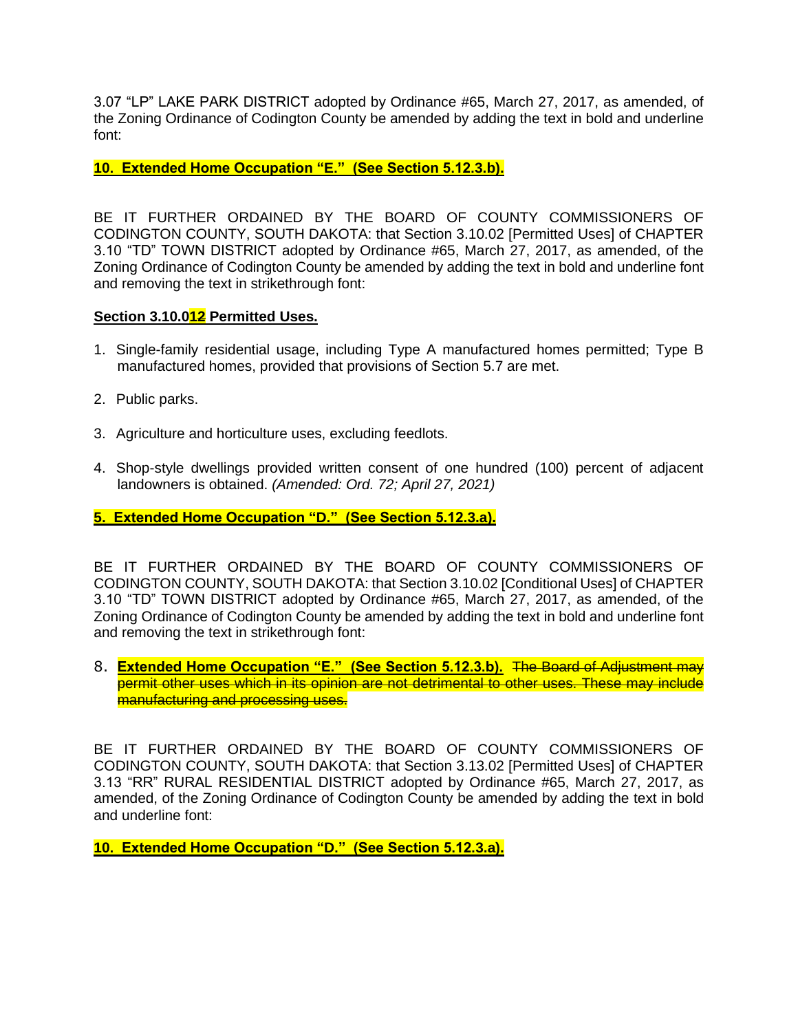3.07 "LP" LAKE PARK DISTRICT adopted by Ordinance #65, March 27, 2017, as amended, of the Zoning Ordinance of Codington County be amended by adding the text in bold and underline font:

<u>**10. Extended Home Occupation "E." (See Section 5.12.3.b).**</u>

BE IT FURTHER ORDAINED BY THE BOARD OF COUNTY COMMISSIONERS OF CODINGTON COUNTY, SOUTH DAKOTA: that Section 3.10.02 [Permitted Uses] of CHAPTER 3.10 "TD" TOWN DISTRICT adopted by Ordinance #65, March 27, 2017, as amended, of the Zoning Ordinance of Codington County be amended by adding the text in bold and underline font and removing the text in strikethrough font:

<u>**Section 3.10.0~~2~~1 Permitted Uses.**</u>

1. Single-family residential usage, including Type A manufactured homes permitted; Type B manufactured homes, provided that provisions of Section 5.7 are met.

2. Public parks.

3. Agriculture and horticulture uses, excluding feedlots.

4. Shop-style dwellings provided written consent of one hundred (100) percent of adjacent landowners is obtained. *(Amended: Ord. 72; April 27, 2021)*

<u>**5. Extended Home Occupation "D." (See Section 5.12.3.a).**</u>

BE IT FURTHER ORDAINED BY THE BOARD OF COUNTY COMMISSIONERS OF CODINGTON COUNTY, SOUTH DAKOTA: that Section 3.10.02 [Conditional Uses] of CHAPTER 3.10 "TD" TOWN DISTRICT adopted by Ordinance #65, March 27, 2017, as amended, of the Zoning Ordinance of Codington County be amended by adding the text in bold and underline font and removing the text in strikethrough font:

8. <u>**Extended Home Occupation "E." (See Section 5.12.3.b).**</u> ~~The Board of Adjustment may permit other uses which in its opinion are not detrimental to other uses. These may include manufacturing and processing uses.~~

BE IT FURTHER ORDAINED BY THE BOARD OF COUNTY COMMISSIONERS OF CODINGTON COUNTY, SOUTH DAKOTA: that Section 3.13.02 [Permitted Uses] of CHAPTER 3.13 "RR" RURAL RESIDENTIAL DISTRICT adopted by Ordinance #65, March 27, 2017, as amended, of the Zoning Ordinance of Codington County be amended by adding the text in bold and underline font:

<u>**10. Extended Home Occupation "D." (See Section 5.12.3.a).**</u>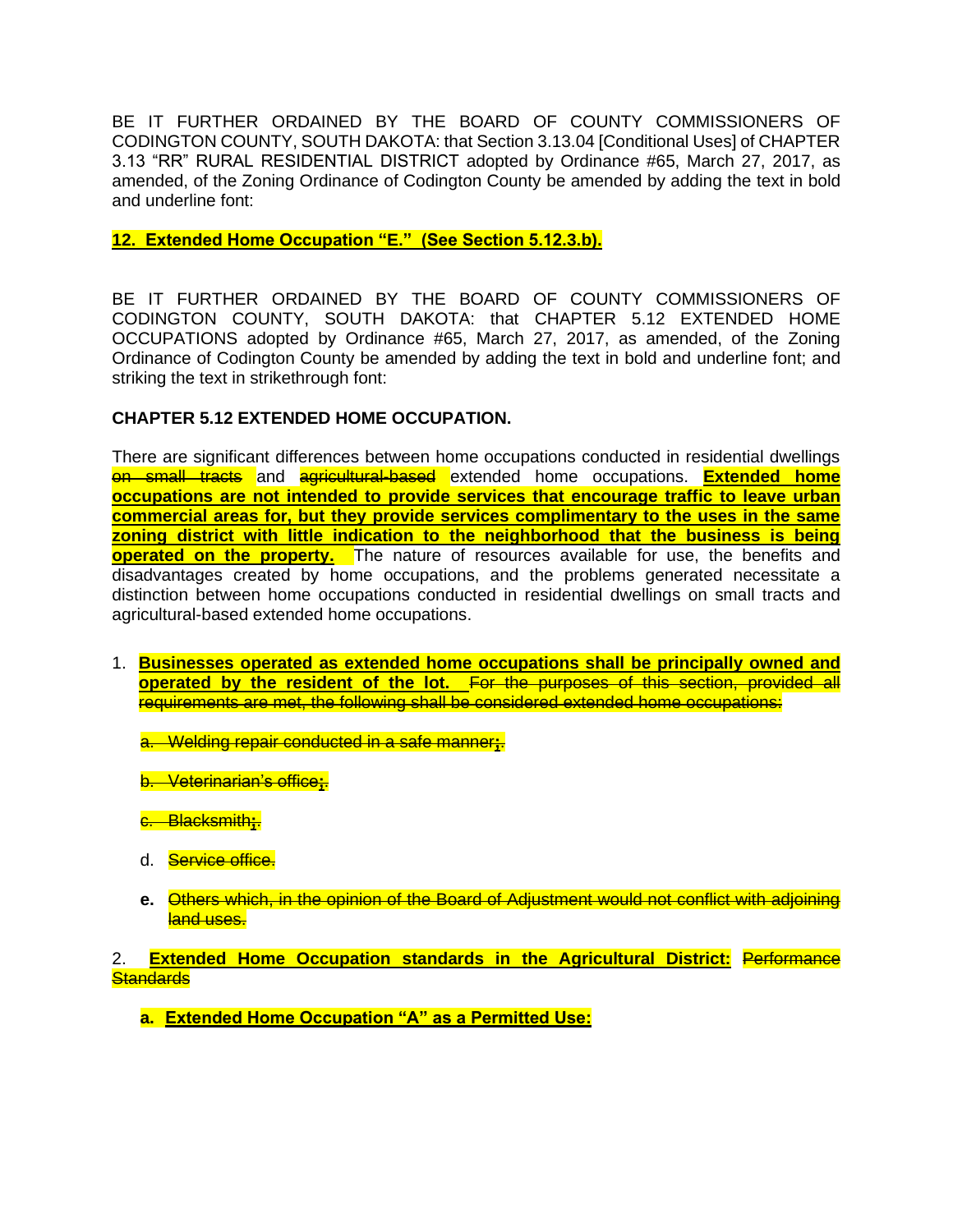BE IT FURTHER ORDAINED BY THE BOARD OF COUNTY COMMISSIONERS OF CODINGTON COUNTY, SOUTH DAKOTA: that Section 3.13.04 [Conditional Uses] of CHAPTER 3.13 "RR" RURAL RESIDENTIAL DISTRICT adopted by Ordinance #65, March 27, 2017, as amended, of the Zoning Ordinance of Codington County be amended by adding the text in bold and underline font:

**<u>12. Extended Home Occupation "E." (See Section 5.12.3.b).</u>**

BE IT FURTHER ORDAINED BY THE BOARD OF COUNTY COMMISSIONERS OF CODINGTON COUNTY, SOUTH DAKOTA: that CHAPTER 5.12 EXTENDED HOME OCCUPATIONS adopted by Ordinance #65, March 27, 2017, as amended, of the Zoning Ordinance of Codington County be amended by adding the text in bold and underline font; and striking the text in strikethrough font:

**CHAPTER 5.12 EXTENDED HOME OCCUPATION.**

There are significant differences between home occupations conducted in residential dwellings ~~on small tracts~~ and ~~agricultural-based~~ extended home occupations. **<u>Extended home occupations are not intended to provide services that encourage traffic to leave urban commercial areas for, but they provide services complimentary to the uses in the same zoning district with little indication to the neighborhood that the business is being operated on the property.</u>** The nature of resources available for use, the benefits and disadvantages created by home occupations, and the problems generated necessitate a distinction between home occupations conducted in residential dwellings on small tracts and agricultural-based extended home occupations.

1. **<u>Businesses operated as extended home occupations shall be principally owned and operated by the resident of the lot.</u>** ~~For the purposes of this section, provided all requirements are met, the following shall be considered extended home occupations:~~

   ~~a. Welding repair conducted in a safe manner;.~~

   ~~b. Veterinarian's office;.~~

   ~~c. Blacksmith;.~~

   d. ~~Service office.~~

   **e.** ~~Others which, in the opinion of the Board of Adjustment would not conflict with adjoining land uses.~~

2. **<u>Extended Home Occupation standards in the Agricultural District:</u>** ~~Performance Standards~~

   **<u>a. Extended Home Occupation "A" as a Permitted Use:</u>**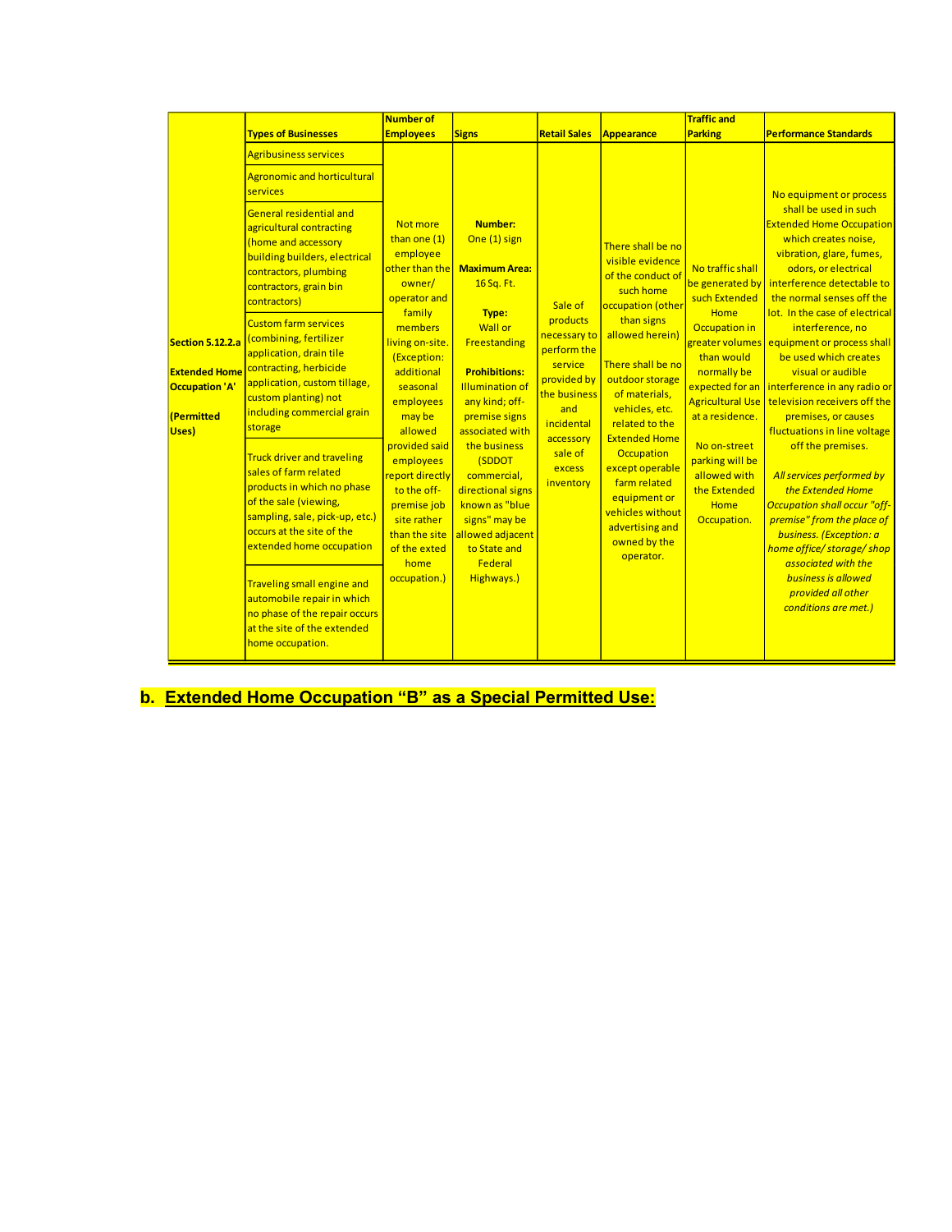| | Types of Businesses | Number of Employees | Signs | Retail Sales | Appearance | Traffic and Parking | Performance Standards |
|---|---|---|---|---|---|---|---|
| **Section 5.12.2.a**<br><br>**Extended Home Occupation 'A'**<br><br>**(Permitted Uses)** | Agribusiness services<br><br>Agronomic and horticultural services<br><br>General residential and agricultural contracting (home and accessory building builders, electrical contractors, plumbing contractors, grain bin contractors)<br><br>Custom farm services (combining, fertilizer application, drain tile contracting, herbicide application, custom tillage, custom planting) not including commercial grain storage<br><br>Truck driver and traveling sales of farm related products in which no phase of the sale (viewing, sampling, sale, pick-up, etc.) occurs at the site of the extended home occupation<br><br>Traveling small engine and automobile repair in which no phase of the repair occurs at the site of the extended home occupation. | Not more than one (1) employee other than the owner/ operator and family members living on-site. (Exception: additional seasonal employees may be allowed provided said employees report directly to the off-premise job site rather than the site of the exted home occupation.) | **Number:** One (1) sign<br><br>**Maximum Area:** 16 Sq. Ft.<br><br>**Type:** Wall or Freestanding<br><br>**Prohibitions:** Illumination of any kind; off-premise signs associated with the business (SDDOT commercial, directional signs known as "blue signs" may be allowed adjacent to State and Federal Highways.) | Sale of products necessary to perform the service provided by the business and incidental accessory sale of excess inventory | There shall be no visible evidence of the conduct of such home occupation (other than signs allowed herein)<br><br>There shall be no outdoor storage of materials, vehicles, etc. related to the Extended Home Occupation except operable farm related equipment or vehicles without advertising and owned by the operator. | No traffic shall be generated by such Extended Home Occupation in greater volumes than would normally be expected for an Agricultural Use at a residence.<br><br>No on-street parking will be allowed with the Extended Home Occupation. | No equipment or process shall be used in such Extended Home Occupation which creates noise, vibration, glare, fumes, odors, or electrical interference detectable to the normal senses off the lot. In the case of electrical interference, no equipment or process shall be used which creates visual or audible interference in any radio or television receivers off the premises, or causes fluctuations in line voltage off the premises.<br><br>*All services performed by the Extended Home Occupation shall occur "off-premise" from the place of business. (Exception: a home office/ storage/ shop associated with the business is allowed provided all other conditions are met.)* |

## b. Extended Home Occupation "B" as a Special Permitted Use: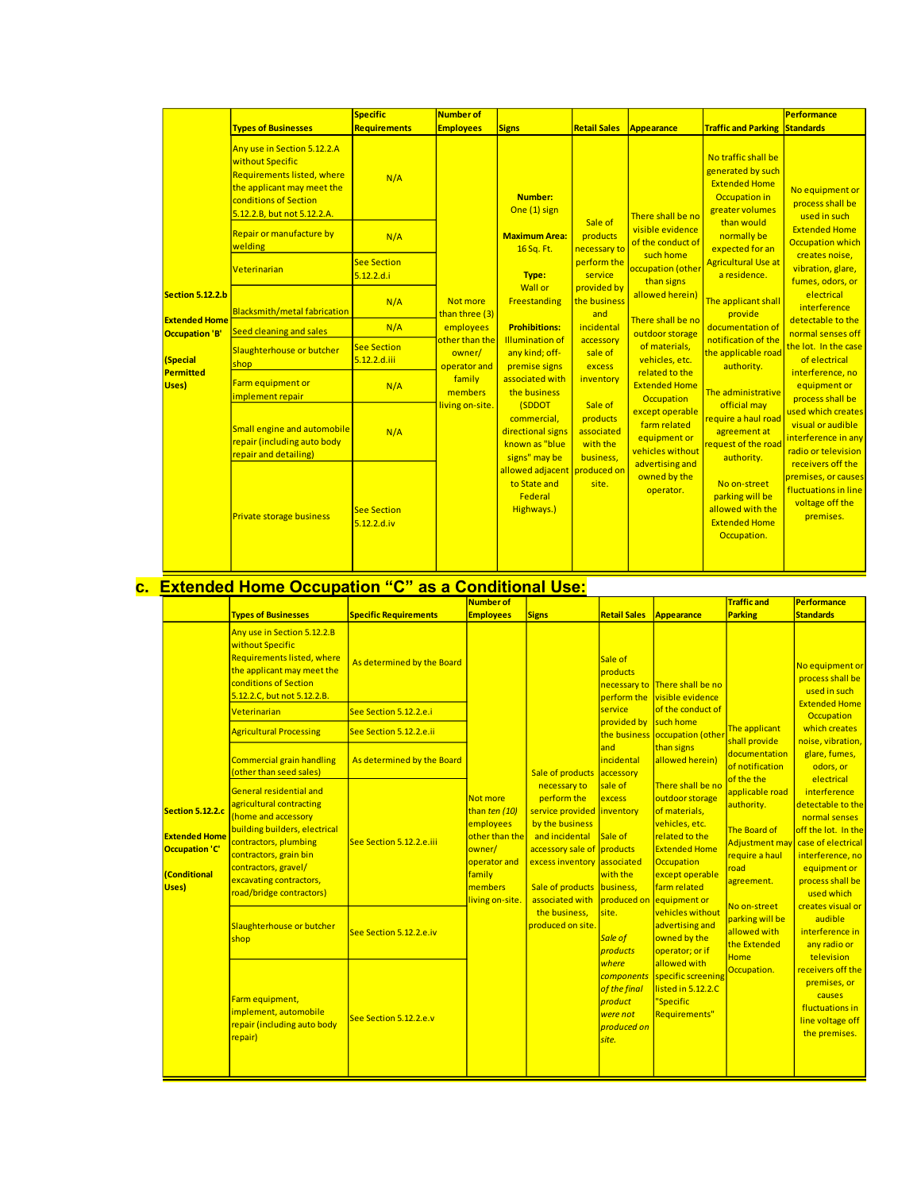| | Types of Businesses | Specific Requirements | Number of Employees | Signs | Retail Sales | Appearance | Traffic and Parking | Performance Standards |
|---|---|---|---|---|---|---|---|---|
| **Section 5.12.2.b**<br><br>**Extended Home Occupation 'B'**<br><br>**(Special Permitted Uses)** | Any use in Section 5.12.2.A without Specific Requirements listed, where the applicant may meet the conditions of Section 5.12.2.B, but not 5.12.2.A. | N/A | Not more than three (3) employees other than the owner/ operator and family members living on-site. | **Number:** One (1) sign<br><br>**Maximum Area:** 16 Sq. Ft.<br><br>**Type:** Wall or Freestanding<br><br>**Prohibitions:** Illumination of any kind; off-premise signs associated with the business (SDDOT commercial, directional signs known as "blue signs" may be allowed adjacent to State and Federal Highways.) | Sale of products necessary to perform the service provided by the business and incidental accessory sale of excess inventory<br><br>Sale of products associated with the business, produced on site. | There shall be no visible evidence of the conduct of such home occupation (other than signs allowed herein)<br><br>There shall be no outdoor storage of materials, vehicles, etc. related to the Extended Home Occupation except operable farm related equipment or vehicles without advertising and owned by the operator. | No traffic shall be generated by such Extended Home Occupation in greater volumes than would normally be expected for an Agricultural Use at a residence.<br><br>The applicant shall provide documentation of notification of the applicable road authority.<br><br>The administrative official may require a haul road agreement at request of the road authority.<br><br>No on-street parking will be allowed with the Extended Home Occupation. | No equipment or process shall be used in such Extended Home Occupation which creates noise, vibration, glare, fumes, odors, or electrical interference detectable to the normal senses off the lot. In the case of electrical interference, no equipment or process shall be used which creates visual or audible interference in any radio or television receivers off the premises, or causes fluctuations in line voltage off the premises. |
| | Repair or manufacture by welding | N/A | | | | | | |
| | Veterinarian | See Section 5.12.2.d.i | | | | | | |
| | Blacksmith/metal fabrication | N/A | | | | | | |
| | Seed cleaning and sales | N/A | | | | | | |
| | Slaughterhouse or butcher shop | See Section 5.12.2.d.iii | | | | | | |
| | Farm equipment or implement repair | N/A | | | | | | |
| | Small engine and automobile repair (including auto body repair and detailing) | N/A | | | | | | |
| | Private storage business | See Section 5.12.2.d.iv | | | | | | |

## c. Extended Home Occupation "C" as a Conditional Use:

| | Types of Businesses | Specific Requirements | Number of Employees | Signs | Retail Sales | Appearance | Traffic and Parking | Performance Standards |
|---|---|---|---|---|---|---|---|---|
| **Section 5.12.2.c**<br><br>**Extended Home Occupation 'C'**<br><br>**(Conditional Uses)** | Any use in Section 5.12.2.B without Specific Requirements listed, where the applicant may meet the conditions of Section 5.12.2.C, but not 5.12.2.B. | As determined by the Board | Not more than *ten (10)* employees other than the owner/ operator and family members living on-site. | Sale of products necessary to perform the service provided by the business and incidental accessory sale of excess inventory<br><br>Sale of products associated with the business, produced on site. | Sale of products necessary to perform the service provided by the business and incidental accessory sale of excess inventory<br><br>Sale of products associated with the business, produced on site.<br><br>*Sale of products where components of the final product were not produced on site.* | There shall be no visible evidence of the conduct of such home occupation (other than signs allowed herein)<br><br>There shall be no outdoor storage of materials, vehicles, etc. related to the Extended Home Occupation except operable farm related equipment or vehicles without advertising and owned by the operator; or if allowed with specific screening listed in 5.12.2.C "Specific Requirements" | The applicant shall provide documentation of notification of the applicable road authority.<br><br>The Board of Adjustment may require a haul road agreement.<br><br>No on-street parking will be allowed with the Extended Home Occupation. | No equipment or process shall be used in such Extended Home Occupation which creates noise, vibration, glare, fumes, odors, or electrical interference detectable to the normal senses off the lot. In the case of electrical interference, no equipment or process shall be used which creates visual or audible interference in any radio or television receivers off the premises, or causes fluctuations in line voltage off the premises. |
| | Veterinarian | See Section 5.12.2.e.i | | | | | | |
| | Agricultural Processing | See Section 5.12.2.e.ii | | | | | | |
| | Commercial grain handling (other than seed sales) | As determined by the Board | | | | | | |
| | General residential and agricultural contracting (home and accessory building builders, electrical contractors, plumbing contractors, grain bin contractors, gravel/ excavating contractors, road/bridge contractors) | See Section 5.12.2.e.iii | | | | | | |
| | Slaughterhouse or butcher shop | See Section 5.12.2.e.iv | | | | | | |
| | Farm equipment, implement, automobile repair (including auto body repair) | See Section 5.12.2.e.v | | | | | | |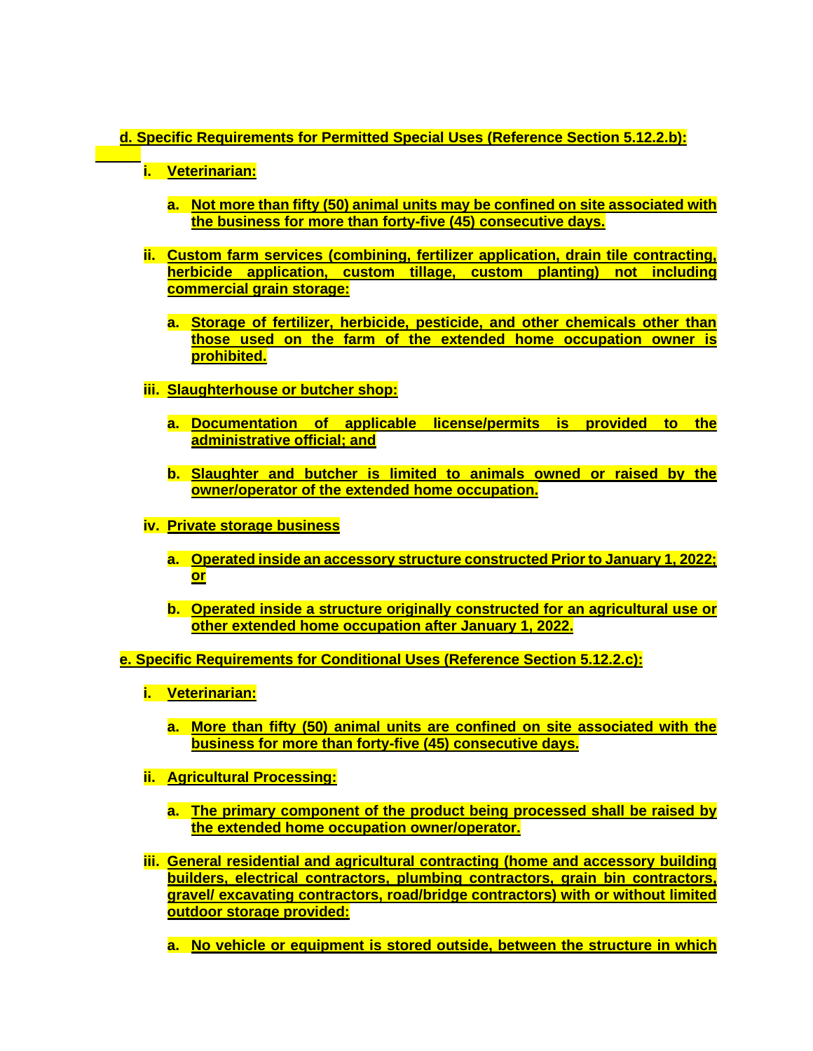d. Specific Requirements for Permitted Special Uses (Reference Section 5.12.2.b):

i. Veterinarian:

a. Not more than fifty (50) animal units may be confined on site associated with the business for more than forty-five (45) consecutive days.

ii. Custom farm services (combining, fertilizer application, drain tile contracting, herbicide application, custom tillage, custom planting) not including commercial grain storage:

a. Storage of fertilizer, herbicide, pesticide, and other chemicals other than those used on the farm of the extended home occupation owner is prohibited.

iii. Slaughterhouse or butcher shop:

a. Documentation of applicable license/permits is provided to the administrative official; and

b. Slaughter and butcher is limited to animals owned or raised by the owner/operator of the extended home occupation.

iv. Private storage business

a. Operated inside an accessory structure constructed Prior to January 1, 2022; or

b. Operated inside a structure originally constructed for an agricultural use or other extended home occupation after January 1, 2022.

e. Specific Requirements for Conditional Uses (Reference Section 5.12.2.c):

i. Veterinarian:

a. More than fifty (50) animal units are confined on site associated with the business for more than forty-five (45) consecutive days.

ii. Agricultural Processing:

a. The primary component of the product being processed shall be raised by the extended home occupation owner/operator.

iii. General residential and agricultural contracting (home and accessory building builders, electrical contractors, plumbing contractors, grain bin contractors, gravel/ excavating contractors, road/bridge contractors) with or without limited outdoor storage provided:

a. No vehicle or equipment is stored outside, between the structure in which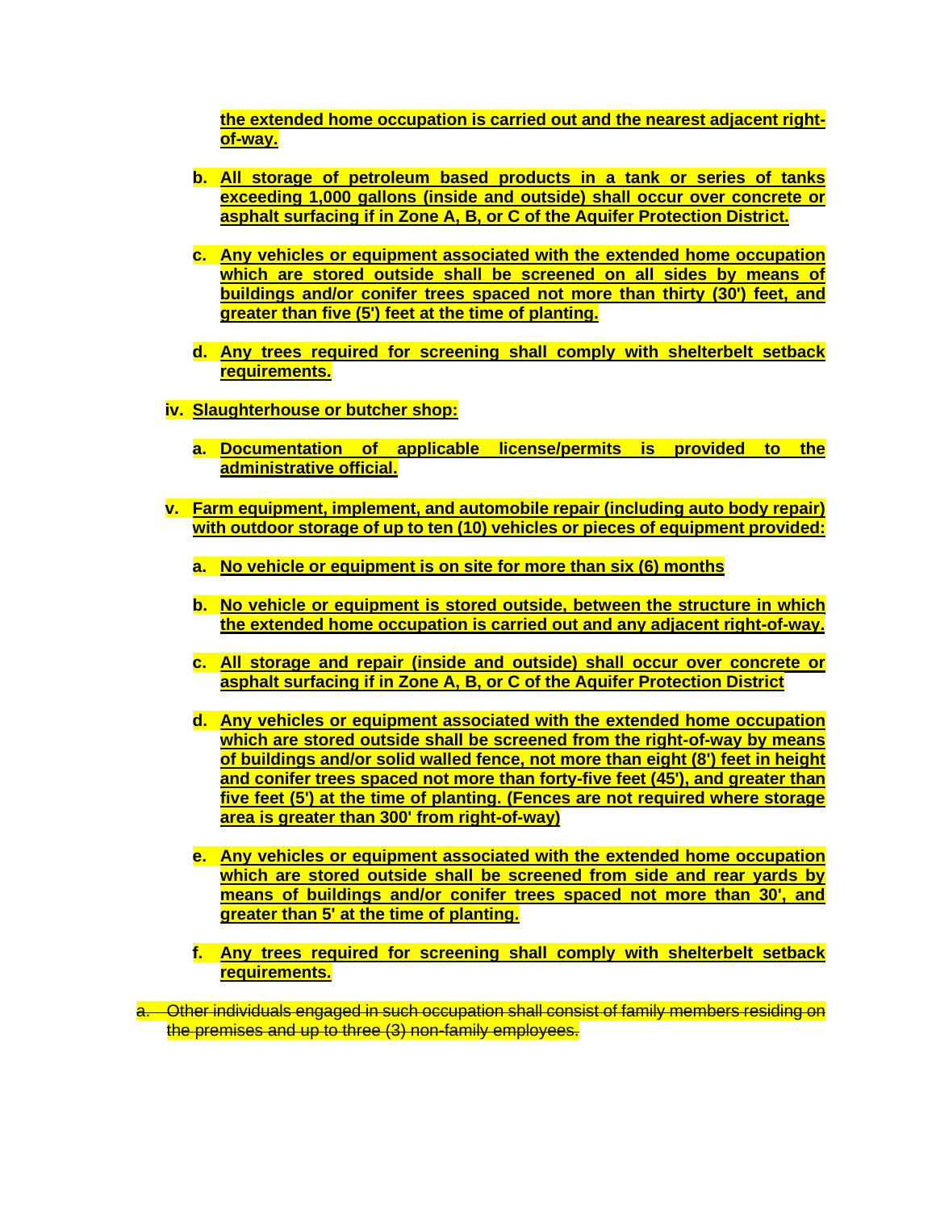the extended home occupation is carried out and the nearest adjacent right-of-way.

b. All storage of petroleum based products in a tank or series of tanks exceeding 1,000 gallons (inside and outside) shall occur over concrete or asphalt surfacing if in Zone A, B, or C of the Aquifer Protection District.

c. Any vehicles or equipment associated with the extended home occupation which are stored outside shall be screened on all sides by means of buildings and/or conifer trees spaced not more than thirty (30') feet, and greater than five (5') feet at the time of planting.

d. Any trees required for screening shall comply with shelterbelt setback requirements.

iv. Slaughterhouse or butcher shop:

a. Documentation of applicable license/permits is provided to the administrative official.

v. Farm equipment, implement, and automobile repair (including auto body repair) with outdoor storage of up to ten (10) vehicles or pieces of equipment provided:

a. No vehicle or equipment is on site for more than six (6) months

b. No vehicle or equipment is stored outside, between the structure in which the extended home occupation is carried out and any adjacent right-of-way.

c. All storage and repair (inside and outside) shall occur over concrete or asphalt surfacing if in Zone A, B, or C of the Aquifer Protection District

d. Any vehicles or equipment associated with the extended home occupation which are stored outside shall be screened from the right-of-way by means of buildings and/or solid walled fence, not more than eight (8') feet in height and conifer trees spaced not more than forty-five feet (45'), and greater than five feet (5') at the time of planting. (Fences are not required where storage area is greater than 300' from right-of-way)

e. Any vehicles or equipment associated with the extended home occupation which are stored outside shall be screened from side and rear yards by means of buildings and/or conifer trees spaced not more than 30', and greater than 5' at the time of planting.

f. Any trees required for screening shall comply with shelterbelt setback requirements.

~~a. Other individuals engaged in such occupation shall consist of family members residing on the premises and up to three (3) non-family employees.~~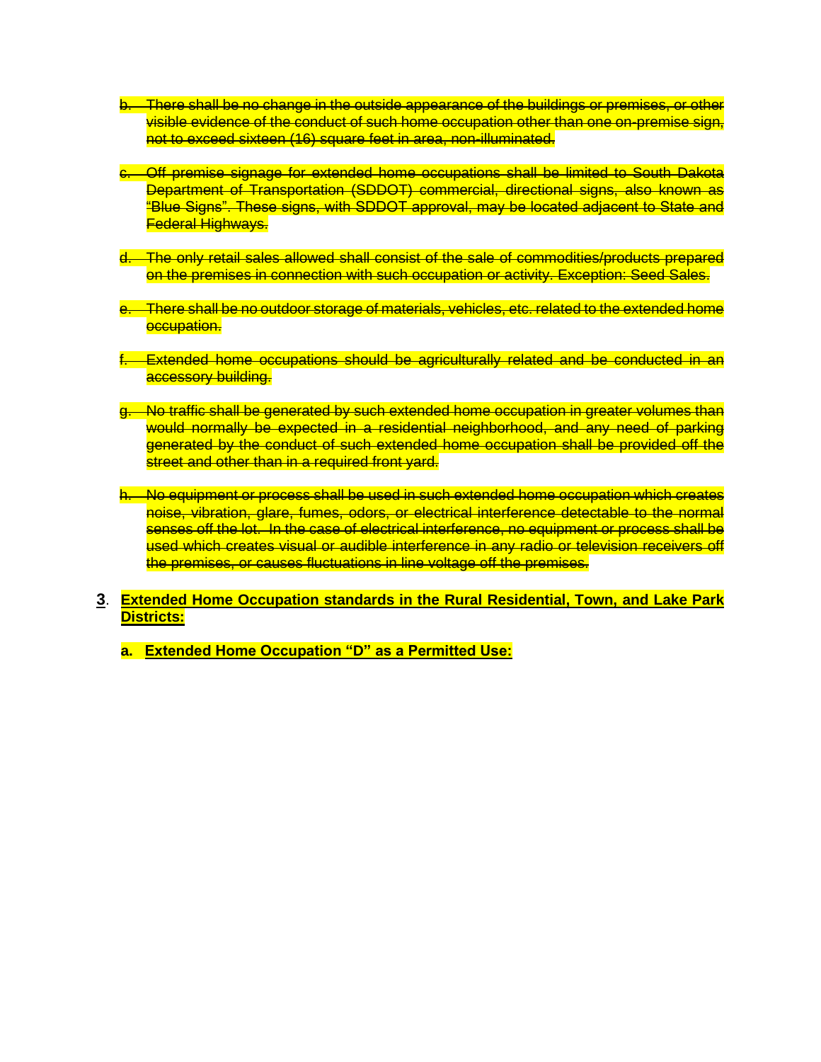b. ~~There shall be no change in the outside appearance of the buildings or premises, or other visible evidence of the conduct of such home occupation other than one on-premise sign, not to exceed sixteen (16) square feet in area, non-illuminated.~~

c. ~~Off premise signage for extended home occupations shall be limited to South Dakota Department of Transportation (SDDOT) commercial, directional signs, also known as "Blue Signs". These signs, with SDDOT approval, may be located adjacent to State and Federal Highways.~~

d. ~~The only retail sales allowed shall consist of the sale of commodities/products prepared on the premises in connection with such occupation or activity. Exception: Seed Sales.~~

e. ~~There shall be no outdoor storage of materials, vehicles, etc. related to the extended home occupation.~~

f. ~~Extended home occupations should be agriculturally related and be conducted in an accessory building.~~

g. ~~No traffic shall be generated by such extended home occupation in greater volumes than would normally be expected in a residential neighborhood, and any need of parking generated by the conduct of such extended home occupation shall be provided off the street and other than in a required front yard.~~

h. ~~No equipment or process shall be used in such extended home occupation which creates noise, vibration, glare, fumes, odors, or electrical interference detectable to the normal senses off the lot. In the case of electrical interference, no equipment or process shall be used which creates visual or audible interference in any radio or television receivers off the premises, or causes fluctuations in line voltage off the premises.~~

**3. Extended Home Occupation standards in the Rural Residential, Town, and Lake Park Districts:**

**a. Extended Home Occupation "D" as a Permitted Use:**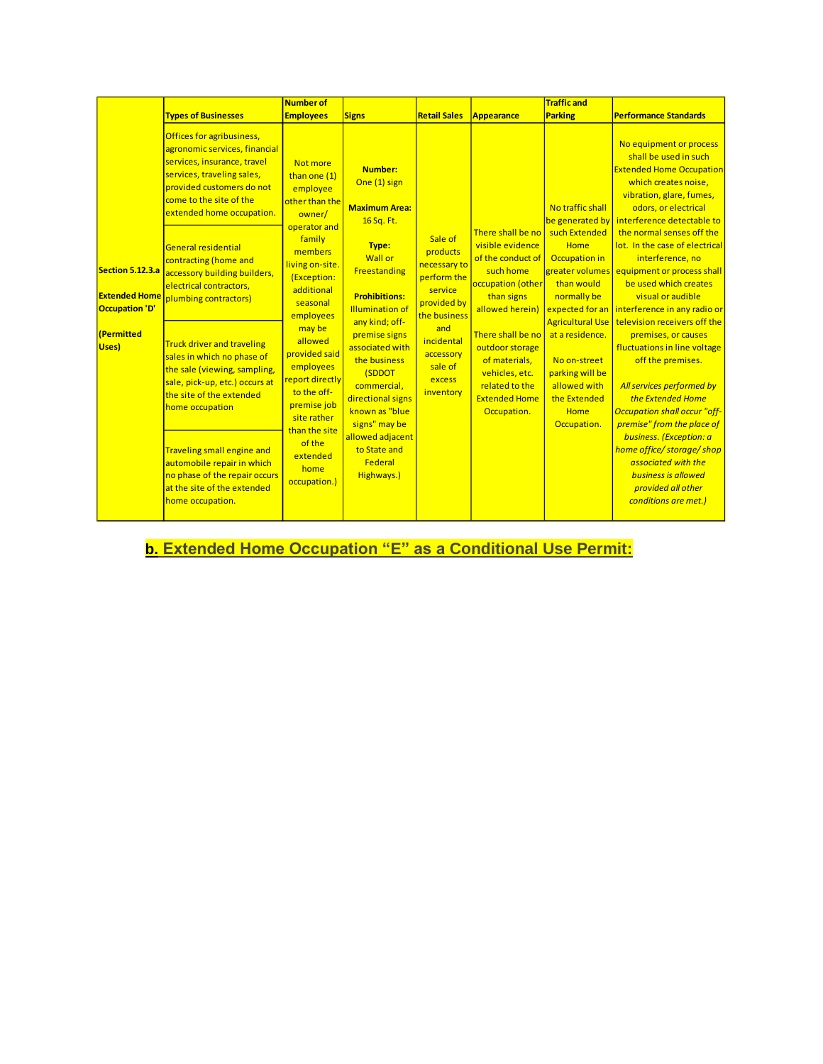| | Types of Businesses | Number of Employees | Signs | Retail Sales | Appearance | Traffic and Parking | Performance Standards |
|---|---|---|---|---|---|---|---|
| **Section 5.12.3.a**<br><br>**Extended Home Occupation 'D'**<br><br>**(Permitted Uses)** | Offices for agribusiness, agronomic services, financial services, insurance, travel services, traveling sales, provided customers do not come to the site of the extended home occupation.<br><br>General residential contracting (home and accessory building builders, electrical contractors, plumbing contractors)<br><br>Truck driver and traveling sales in which no phase of the sale (viewing, sampling, sale, pick-up, etc.) occurs at the site of the extended home occupation<br><br>Traveling small engine and automobile repair in which no phase of the repair occurs at the site of the extended home occupation. | Not more than one (1) employee other than the owner/ operator and family members living on-site. (Exception: additional seasonal employees may be allowed provided said employees report directly to the off-premise job site rather than the site of the extended home occupation.) | **Number:** One (1) sign<br><br>**Maximum Area:** 16 Sq. Ft.<br><br>**Type:** Wall or Freestanding<br><br>**Prohibitions:** Illumination of any kind; off-premise signs associated with the business (SDDOT commercial, directional signs known as "blue signs" may be allowed adjacent to State and Federal Highways.) | Sale of products necessary to perform the service provided by the business and incidental accessory sale of excess inventory | There shall be no visible evidence of the conduct of such home occupation (other than signs allowed herein)<br><br>There shall be no outdoor storage of materials, vehicles, etc. related to the Extended Home Occupation. | No traffic shall be generated by such Extended Home Occupation in greater volumes than would normally be expected for an Agricultural Use at a residence.<br><br>No on-street parking will be allowed with the Extended Home Occupation. | No equipment or process shall be used in such Extended Home Occupation which creates noise, vibration, glare, fumes, odors, or electrical interference detectable to the normal senses off the lot. In the case of electrical interference, no equipment or process shall be used which creates visual or audible interference in any radio or television receivers off the premises, or causes fluctuations in line voltage off the premises.<br><br>*All services performed by the Extended Home Occupation shall occur "off-premise" from the place of business. (Exception: a home office/ storage/ shop associated with the business is allowed provided all other conditions are met.)* |

## b. Extended Home Occupation "E" as a Conditional Use Permit: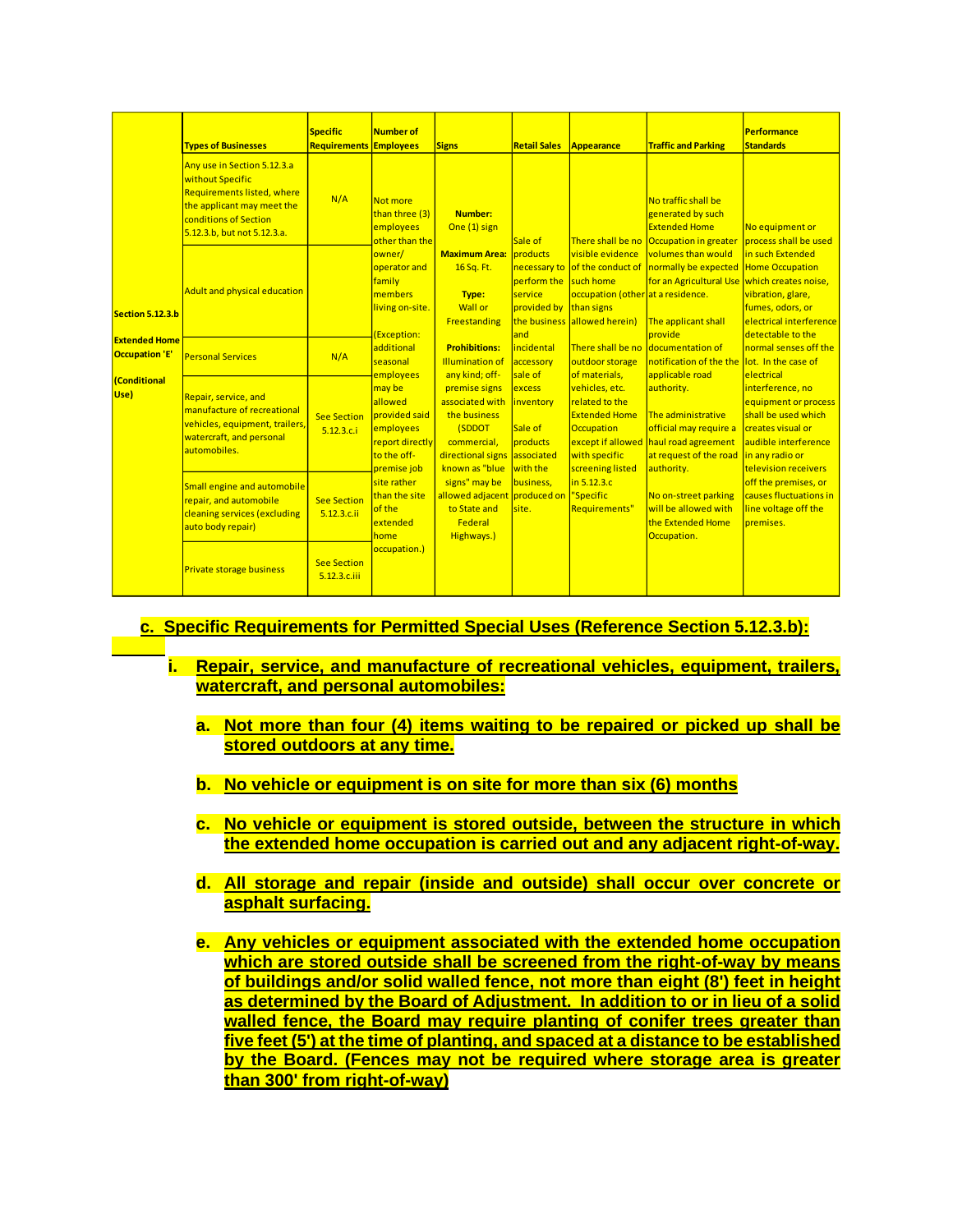| | Types of Businesses | Specific Requirements | Number of Employees | Signs | Retail Sales | Appearance | Traffic and Parking | Performance Standards |
|---|---|---|---|---|---|---|---|---|
| Section 5.12.3.b<br><br>Extended Home Occupation 'E'<br><br>(Conditional Use) | Any use in Section 5.12.3.a without Specific Requirements listed, where the applicant may meet the conditions of Section 5.12.3.b, but not 5.12.3.a. | N/A | Not more than three (3) employees other than the owner/ operator and family members living on-site.<br><br>(Exception: additional seasonal employees may be allowed provided said employees report directly to the off-premise job site rather than the site of the extended home occupation.) | **Number:** One (1) sign<br><br>**Maximum Area:** 16 Sq. Ft.<br><br>**Type:** Wall or Freestanding<br><br>**Prohibitions:** Illumination of any kind; off-premise signs associated with the business (SDDOT commercial, directional signs known as "blue signs" may be allowed adjacent to State and Federal Highways.) | Sale of products necessary to perform the service provided by the business and incidental accessory sale of excess inventory<br><br>Sale of products associated with the business, produced on site. | There shall be no visible evidence of the conduct of such home occupation (other than signs allowed herein)<br><br>There shall be no outdoor storage of materials, vehicles, etc. related to the Extended Home Occupation except if allowed with specific screening listed in 5.12.3.c "Specific Requirements" | No traffic shall be generated by such Extended Home Occupation in greater volumes than would normally be expected for an Agricultural Use at a residence.<br><br>The applicant shall provide documentation of notification of the the applicable road authority.<br><br>The administrative official may require a haul road agreement at request of the road authority.<br><br>No on-street parking will be allowed with the Extended Home Occupation. | No equipment or process shall be used in such Extended Home Occupation which creates noise, vibration, glare, fumes, odors, or electrical interference detectable to the normal senses off the lot. In the case of electrical interference, no equipment or process shall be used which creates visual or audible interference in any radio or television receivers off the premises, or causes fluctuations in line voltage off the premises. |
| | Adult and physical education | | | | | | | |
| | Personal Services | N/A | | | | | | |
| | Repair, service, and manufacture of recreational vehicles, equipment, trailers, watercraft, and personal automobiles. | See Section 5.12.3.c.i | | | | | | |
| | Small engine and automobile repair, and automobile cleaning services (excluding auto body repair) | See Section 5.12.3.c.ii | | | | | | |
| | Private storage business | See Section 5.12.3.c.iii | | | | | | |

**c. Specific Requirements for Permitted Special Uses (Reference Section 5.12.3.b):**

**i. Repair, service, and manufacture of recreational vehicles, equipment, trailers, watercraft, and personal automobiles:**

**a. Not more than four (4) items waiting to be repaired or picked up shall be stored outdoors at any time.**

**b. No vehicle or equipment is on site for more than six (6) months**

**c. No vehicle or equipment is stored outside, between the structure in which the extended home occupation is carried out and any adjacent right-of-way.**

**d. All storage and repair (inside and outside) shall occur over concrete or asphalt surfacing.**

**e. Any vehicles or equipment associated with the extended home occupation which are stored outside shall be screened from the right-of-way by means of buildings and/or solid walled fence, not more than eight (8') feet in height as determined by the Board of Adjustment. In addition to or in lieu of a solid walled fence, the Board may require planting of conifer trees greater than five feet (5') at the time of planting, and spaced at a distance to be established by the Board. (Fences may not be required where storage area is greater than 300' from right-of-way)**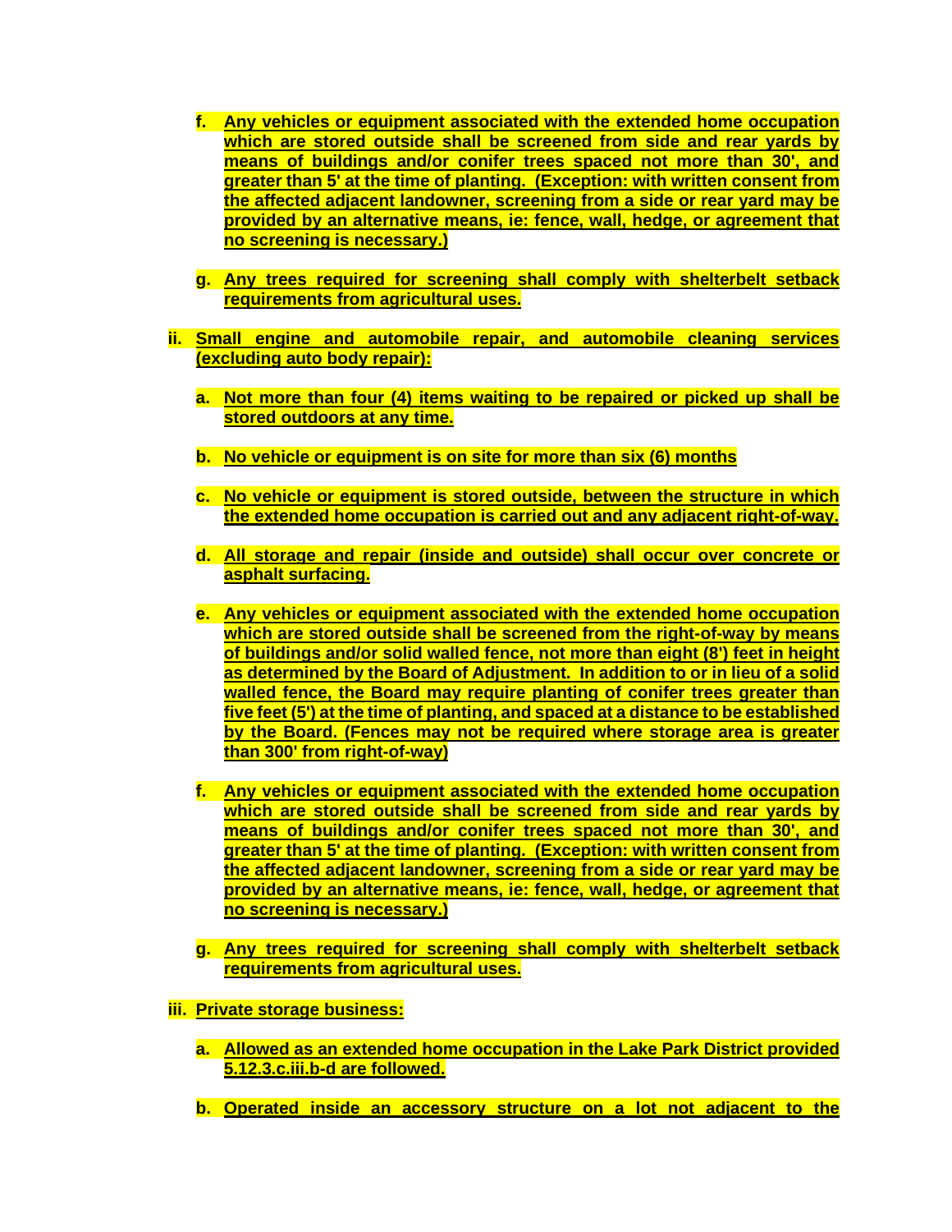f. Any vehicles or equipment associated with the extended home occupation which are stored outside shall be screened from side and rear yards by means of buildings and/or conifer trees spaced not more than 30', and greater than 5' at the time of planting. (Exception: with written consent from the affected adjacent landowner, screening from a side or rear yard may be provided by an alternative means, ie: fence, wall, hedge, or agreement that no screening is necessary.)

g. Any trees required for screening shall comply with shelterbelt setback requirements from agricultural uses.

ii. Small engine and automobile repair, and automobile cleaning services (excluding auto body repair):

a. Not more than four (4) items waiting to be repaired or picked up shall be stored outdoors at any time.

b. No vehicle or equipment is on site for more than six (6) months

c. No vehicle or equipment is stored outside, between the structure in which the extended home occupation is carried out and any adjacent right-of-way.

d. All storage and repair (inside and outside) shall occur over concrete or asphalt surfacing.

e. Any vehicles or equipment associated with the extended home occupation which are stored outside shall be screened from the right-of-way by means of buildings and/or solid walled fence, not more than eight (8') feet in height as determined by the Board of Adjustment. In addition to or in lieu of a solid walled fence, the Board may require planting of conifer trees greater than five feet (5') at the time of planting, and spaced at a distance to be established by the Board. (Fences may not be required where storage area is greater than 300' from right-of-way)

f. Any vehicles or equipment associated with the extended home occupation which are stored outside shall be screened from side and rear yards by means of buildings and/or conifer trees spaced not more than 30', and greater than 5' at the time of planting. (Exception: with written consent from the affected adjacent landowner, screening from a side or rear yard may be provided by an alternative means, ie: fence, wall, hedge, or agreement that no screening is necessary.)

g. Any trees required for screening shall comply with shelterbelt setback requirements from agricultural uses.

iii. Private storage business:

a. Allowed as an extended home occupation in the Lake Park District provided 5.12.3.c.iii.b-d are followed.

b. Operated inside an accessory structure on a lot not adjacent to the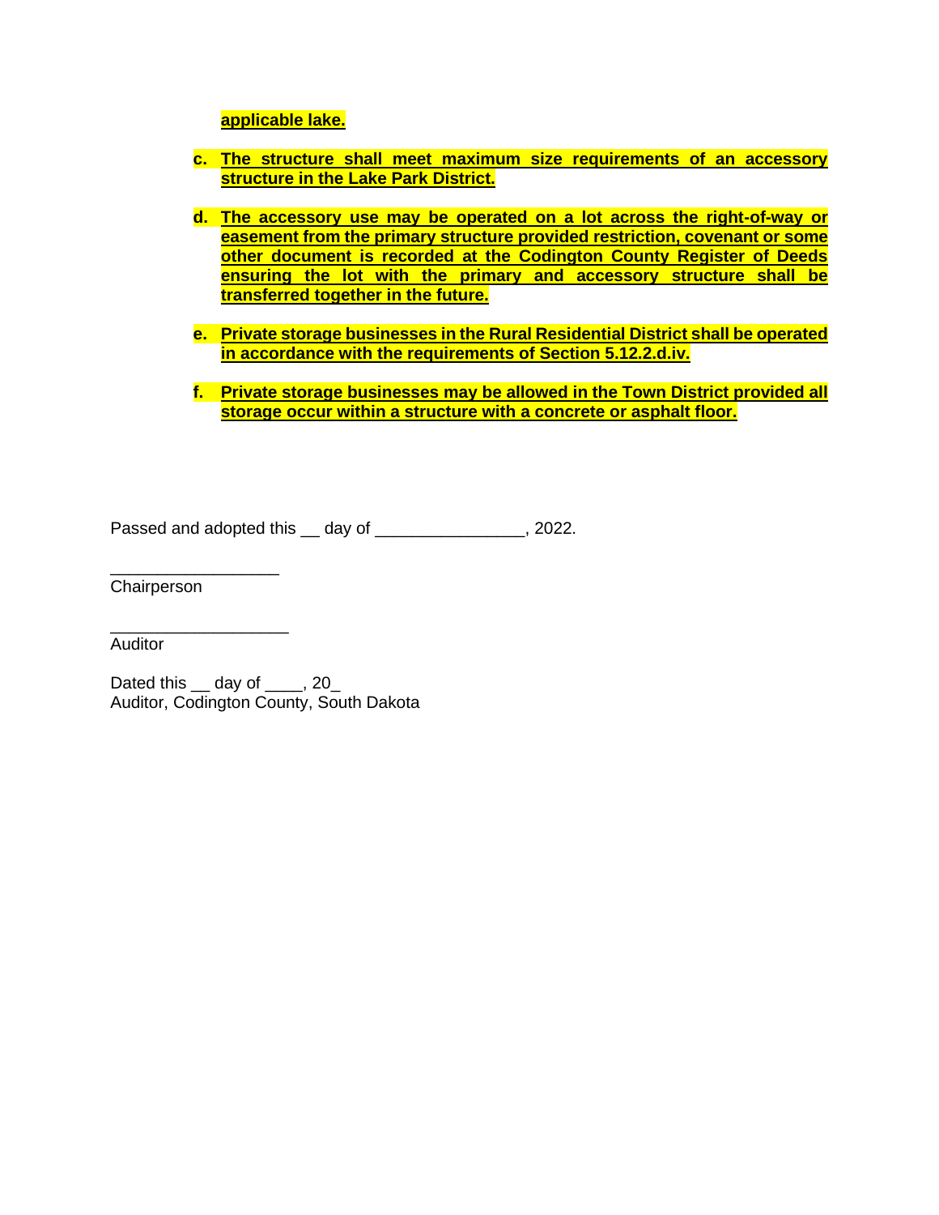**applicable lake.**

c. **The structure shall meet maximum size requirements of an accessory structure in the Lake Park District.**

d. **The accessory use may be operated on a lot across the right-of-way or easement from the primary structure provided restriction, covenant or some other document is recorded at the Codington County Register of Deeds ensuring the lot with the primary and accessory structure shall be transferred together in the future.**

e. **Private storage businesses in the Rural Residential District shall be operated in accordance with the requirements of Section 5.12.2.d.iv.**

f. **Private storage businesses may be allowed in the Town District provided all storage occur within a structure with a concrete or asphalt floor.**

Passed and adopted this __ day of ________________, 2022.

__________________
Chairperson

___________________
Auditor

Dated this __ day of ____, 20_
Auditor, Codington County, South Dakota